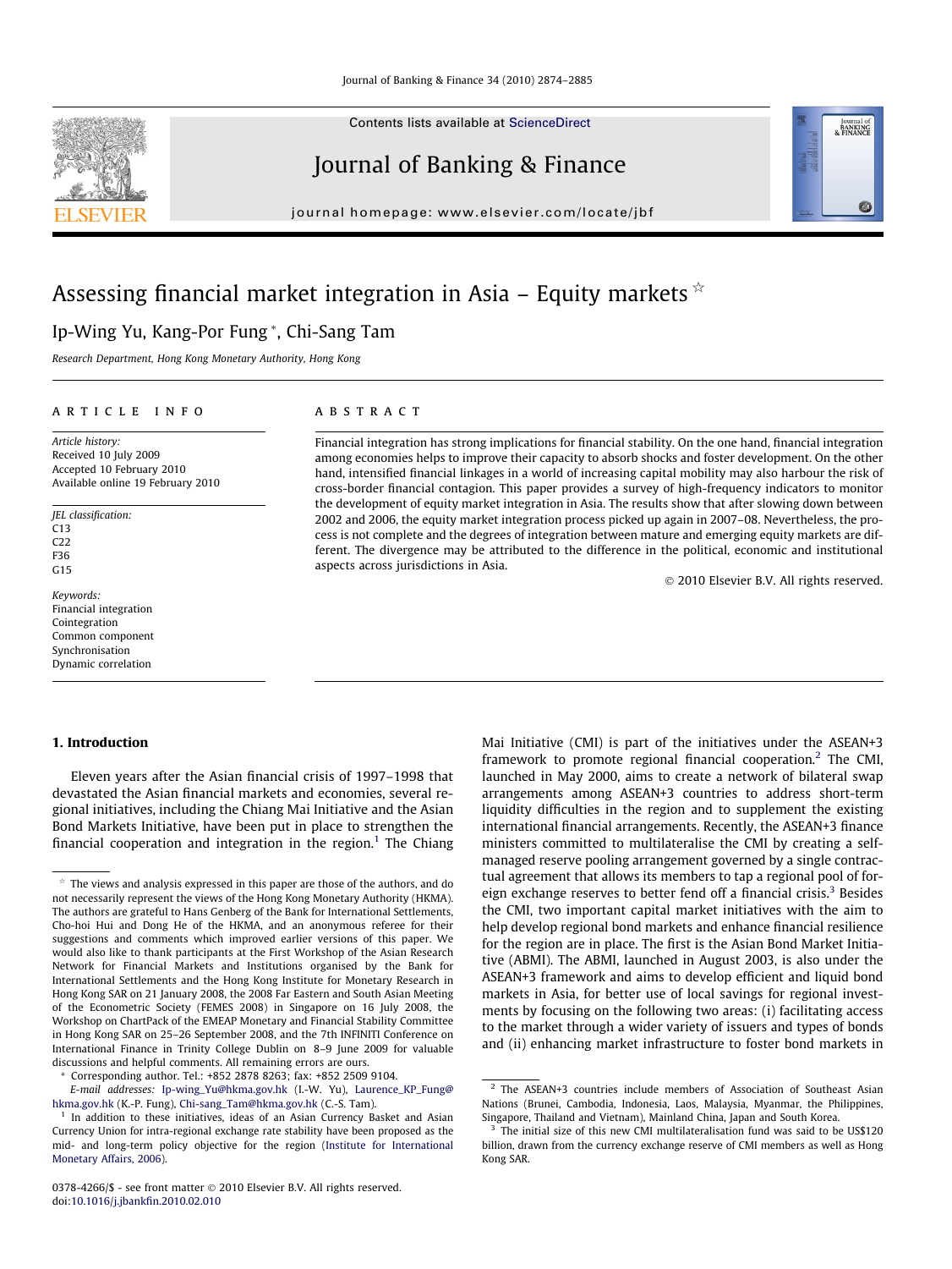# Assessing financial market integration in Asia – Equity markets ☆

Ip-Wing Yu, Kang-Por Fung *, Chi-Sang Tam

*Research Department, Hong Kong Monetary Authority, Hong Kong*

## ARTICLE INFO

*Article history:*
Received 10 July 2009
Accepted 10 February 2010
Available online 19 February 2010

*JEL classification:*
C13
C22
F36
G15

*Keywords:*
Financial integration
Cointegration
Common component
Synchronisation
Dynamic correlation

## ABSTRACT

Financial integration has strong implications for financial stability. On the one hand, financial integration among economies helps to improve their capacity to absorb shocks and foster development. On the other hand, intensified financial linkages in a world of increasing capital mobility may also harbour the risk of cross-border financial contagion. This paper provides a survey of high-frequency indicators to monitor the development of equity market integration in Asia. The results show that after slowing down between 2002 and 2006, the equity market integration process picked up again in 2007–08. Nevertheless, the process is not complete and the degrees of integration between mature and emerging equity markets are different. The divergence may be attributed to the difference in the political, economic and institutional aspects across jurisdictions in Asia.

© 2010 Elsevier B.V. All rights reserved.

## 1. Introduction

Eleven years after the Asian financial crisis of 1997–1998 that devastated the Asian financial markets and economies, several regional initiatives, including the Chiang Mai Initiative and the Asian Bond Markets Initiative, have been put in place to strengthen the financial cooperation and integration in the region.[1] The Chiang Mai Initiative (CMI) is part of the initiatives under the ASEAN+3 framework to promote regional financial cooperation.[2] The CMI, launched in May 2000, aims to create a network of bilateral swap arrangements among ASEAN+3 countries to address short-term liquidity difficulties in the region and to supplement the existing international financial arrangements. Recently, the ASEAN+3 finance ministers committed to multilateralise the CMI by creating a self-managed reserve pooling arrangement governed by a single contractual agreement that allows its members to tap a regional pool of foreign exchange reserves to better fend off a financial crisis.[3] Besides the CMI, two important capital market initiatives with the aim to help develop regional bond markets and enhance financial resilience for the region are in place. The first is the Asian Bond Market Initiative (ABMI). The ABMI, launched in August 2003, is also under the ASEAN+3 framework and aims to develop efficient and liquid bond markets in Asia, for better use of local savings for regional investments by focusing on the following two areas: (i) facilitating access to the market through a wider variety of issuers and types of bonds and (ii) enhancing market infrastructure to foster bond markets in

---

☆ The views and analysis expressed in this paper are those of the authors, and do not necessarily represent the views of the Hong Kong Monetary Authority (HKMA). The authors are grateful to Hans Genberg of the Bank for International Settlements, Cho-hoi Hui and Dong He of the HKMA, and an anonymous referee for their suggestions and comments which improved earlier versions of this paper. We would also like to thank participants at the First Workshop of the Asian Research Network for Financial Markets and Institutions organised by the Bank for International Settlements and the Hong Kong Institute for Monetary Research in Hong Kong SAR on 21 January 2008, the 2008 Far Eastern and South Asian Meeting of the Econometric Society (FEMES 2008) in Singapore on 16 July 2008, the Workshop on ChartPack of the EMEAP Monetary and Financial Stability Committee in Hong Kong SAR on 25–26 September 2008, and the 7th INFINITI Conference on International Finance in Trinity College Dublin on 8–9 June 2009 for valuable discussions and helpful comments. All remaining errors are ours.

\* Corresponding author. Tel.: +852 2878 8263; fax: +852 2509 9104.

*E-mail addresses:* Ip-wing_Yu@hkma.gov.hk (I.-W. Yu), Laurence_KP_Fung@hkma.gov.hk (K.-P. Fung), Chi-sang_Tam@hkma.gov.hk (C.-S. Tam).

[1] In addition to these initiatives, ideas of an Asian Currency Basket and Asian Currency Union for intra-regional exchange rate stability have been proposed as the mid- and long-term policy objective for the region (Institute for International Monetary Affairs, 2006).

[2] The ASEAN+3 countries include members of Association of Southeast Asian Nations (Brunei, Cambodia, Indonesia, Laos, Malaysia, Myanmar, the Philippines, Singapore, Thailand and Vietnam), Mainland China, Japan and South Korea.

[3] The initial size of this new CMI multilateralisation fund was said to be US$120 billion, drawn from the currency exchange reserve of CMI members as well as Hong Kong SAR.

0378-4266/$ - see front matter © 2010 Elsevier B.V. All rights reserved.
doi:10.1016/j.jbankfin.2010.02.010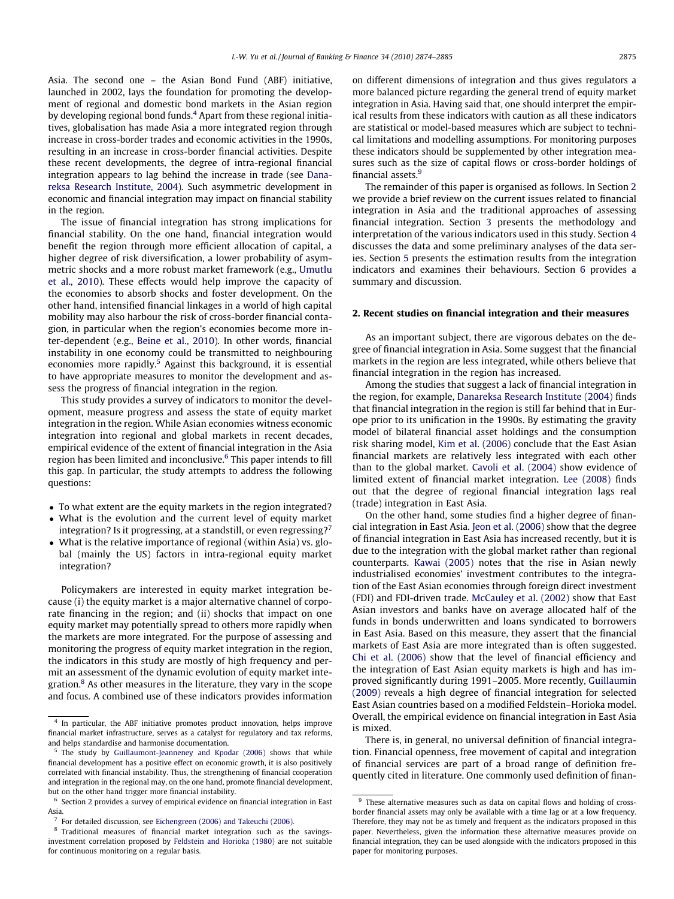Asia. The second one – the Asian Bond Fund (ABF) initiative, launched in 2002, lays the foundation for promoting the development of regional and domestic bond markets in the Asian region by developing regional bond funds.[4] Apart from these regional initiatives, globalisation has made Asia a more integrated region through increase in cross-border trades and economic activities in the 1990s, resulting in an increase in cross-border financial activities. Despite these recent developments, the degree of intra-regional financial integration appears to lag behind the increase in trade (see Danareksa Research Institute, 2004). Such asymmetric development in economic and financial integration may impact on financial stability in the region.

The issue of financial integration has strong implications for financial stability. On the one hand, financial integration would benefit the region through more efficient allocation of capital, a higher degree of risk diversification, a lower probability of asymmetric shocks and a more robust market framework (e.g., Umutlu et al., 2010). These effects would help improve the capacity of the economies to absorb shocks and foster development. On the other hand, intensified financial linkages in a world of high capital mobility may also harbour the risk of cross-border financial contagion, in particular when the region's economies become more inter-dependent (e.g., Beine et al., 2010). In other words, financial instability in one economy could be transmitted to neighbouring economies more rapidly.[5] Against this background, it is essential to have appropriate measures to monitor the development and assess the progress of financial integration in the region.

This study provides a survey of indicators to monitor the development, measure progress and assess the state of equity market integration in the region. While Asian economies witness economic integration into regional and global markets in recent decades, empirical evidence of the extent of financial integration in the Asia region has been limited and inconclusive.[6] This paper intends to fill this gap. In particular, the study attempts to address the following questions:

- To what extent are the equity markets in the region integrated?
- What is the evolution and the current level of equity market integration? Is it progressing, at a standstill, or even regressing?[7]
- What is the relative importance of regional (within Asia) vs. global (mainly the US) factors in intra-regional equity market integration?

Policymakers are interested in equity market integration because (i) the equity market is a major alternative channel of corporate financing in the region; and (ii) shocks that impact on one equity market may potentially spread to others more rapidly when the markets are more integrated. For the purpose of assessing and monitoring the progress of equity market integration in the region, the indicators in this study are mostly of high frequency and permit an assessment of the dynamic evolution of equity market integration.[8] As other measures in the literature, they vary in the scope and focus. A combined use of these indicators provides information on different dimensions of integration and thus gives regulators a more balanced picture regarding the general trend of equity market integration in Asia. Having said that, one should interpret the empirical results from these indicators with caution as all these indicators are statistical or model-based measures which are subject to technical limitations and modelling assumptions. For monitoring purposes these indicators should be supplemented by other integration measures such as the size of capital flows or cross-border holdings of financial assets.[9]

The remainder of this paper is organised as follows. In Section 2 we provide a brief review on the current issues related to financial integration in Asia and the traditional approaches of assessing financial integration. Section 3 presents the methodology and interpretation of the various indicators used in this study. Section 4 discusses the data and some preliminary analyses of the data series. Section 5 presents the estimation results from the integration indicators and examines their behaviours. Section 6 provides a summary and discussion.

## 2. Recent studies on financial integration and their measures

As an important subject, there are vigorous debates on the degree of financial integration in Asia. Some suggest that the financial markets in the region are less integrated, while others believe that financial integration in the region has increased.

Among the studies that suggest a lack of financial integration in the region, for example, Danareksa Research Institute (2004) finds that financial integration in the region is still far behind that in Europe prior to its unification in the 1990s. By estimating the gravity model of bilateral financial asset holdings and the consumption risk sharing model, Kim et al. (2006) conclude that the East Asian financial markets are relatively less integrated with each other than to the global market. Cavoli et al. (2004) show evidence of limited extent of financial market integration. Lee (2008) finds out that the degree of regional financial integration lags real (trade) integration in East Asia.

On the other hand, some studies find a higher degree of financial integration in East Asia. Jeon et al. (2006) show that the degree of financial integration in East Asia has increased recently, but it is due to the integration with the global market rather than regional counterparts. Kawai (2005) notes that the rise in Asian newly industrialised economies' investment contributes to the integration of the East Asian economies through foreign direct investment (FDI) and FDI-driven trade. McCauley et al. (2002) show that East Asian investors and banks have on average allocated half of the funds in bonds underwritten and loans syndicated to borrowers in East Asia. Based on this measure, they assert that the financial markets of East Asia are more integrated than is often suggested. Chi et al. (2006) show that the level of financial efficiency and the integration of East Asian equity markets is high and has improved significantly during 1991–2005. More recently, Guillaumin (2009) reveals a high degree of financial integration for selected East Asian countries based on a modified Feldstein–Horioka model. Overall, the empirical evidence on financial integration in East Asia is mixed.

There is, in general, no universal definition of financial integration. Financial openness, free movement of capital and integration of financial services are part of a broad range of definition frequently cited in literature. One commonly used definition of finan-

---

[4] In particular, the ABF initiative promotes product innovation, helps improve financial market infrastructure, serves as a catalyst for regulatory and tax reforms, and helps standardise and harmonise documentation.

[5] The study by Guillaumont-Jeanneney and Kpodar (2006) shows that while financial development has a positive effect on economic growth, it is also positively correlated with financial instability. Thus, the strengthening of financial cooperation and integration in the regional may, on the one hand, promote financial development, but on the other hand trigger more financial instability.

[6] Section 2 provides a survey of empirical evidence on financial integration in East Asia.

[7] For detailed discussion, see Eichengreen (2006) and Takeuchi (2006).

[8] Traditional measures of financial market integration such as the savings-investment correlation proposed by Feldstein and Horioka (1980) are not suitable for continuous monitoring on a regular basis.

[9] These alternative measures such as data on capital flows and holding of cross-border financial assets may only be available with a time lag or at a low frequency. Therefore, they may not be as timely and frequent as the indicators proposed in this paper. Nevertheless, given the information these alternative measures provide on financial integration, they can be used alongside with the indicators proposed in this paper for monitoring purposes.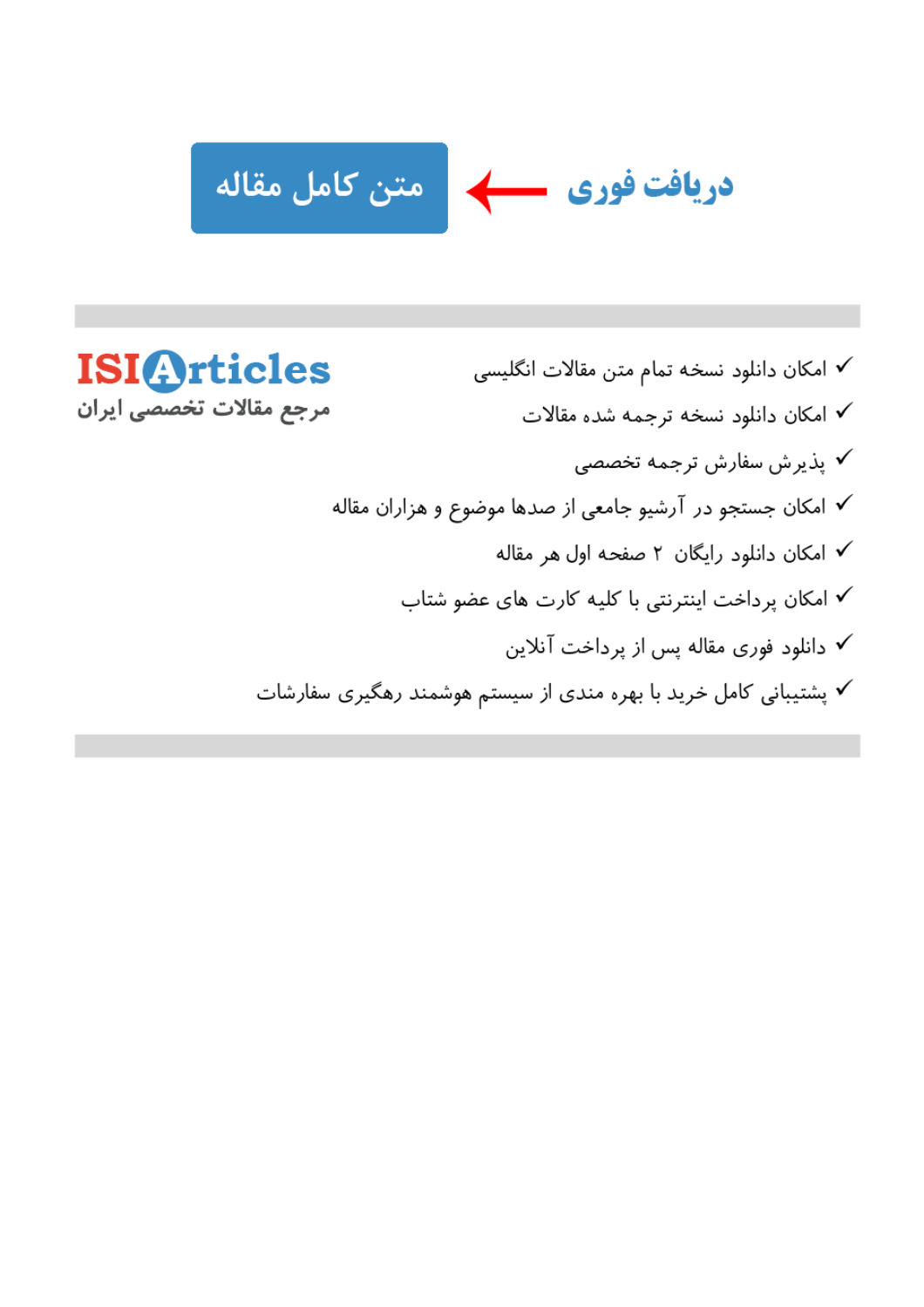دریافت فوری ← متن کامل مقاله

**ISIArticles**
مرجع مقالات تخصصی ایران

- ✓ امکان دانلود نسخه تمام متن مقالات انگلیسی
- ✓ امکان دانلود نسخه ترجمه شده مقالات
- ✓ پذیرش سفارش ترجمه تخصصی
- ✓ امکان جستجو در آرشیو جامعی از صدها موضوع و هزاران مقاله
- ✓ امکان دانلود رایگان ۲ صفحه اول هر مقاله
- ✓ امکان پرداخت اینترنتی با کلیه کارت های عضو شتاب
- ✓ دانلود فوری مقاله پس از پرداخت آنلاین
- ✓ پشتیبانی کامل خرید با بهره مندی از سیستم هوشمند رهگیری سفارشات